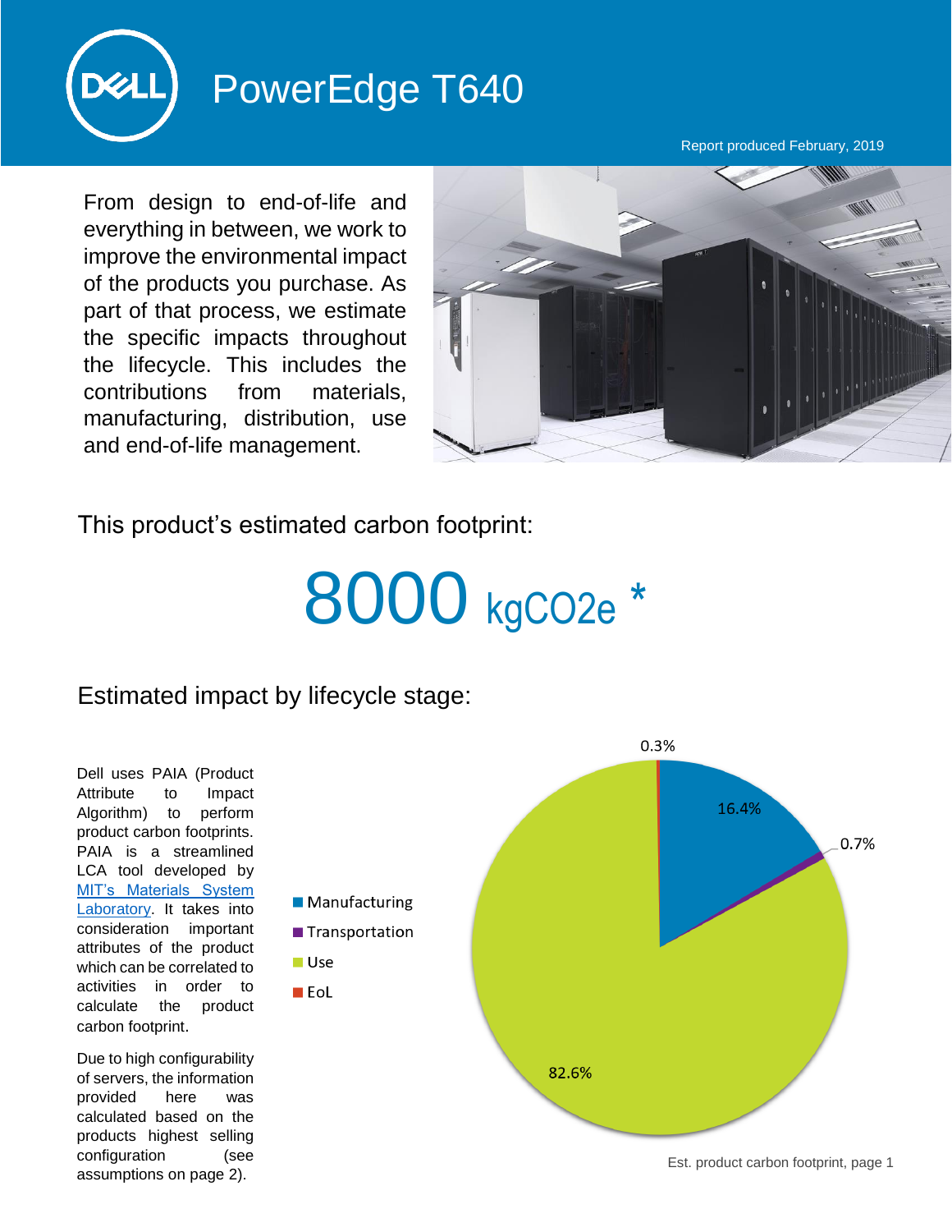# PowerEdge T640

Report produced February, 2019

From design to end-of-life and everything in between, we work to improve the environmental impact of the products you purchase. As part of that process, we estimate the specific impacts throughout the lifecycle. This includes the contributions from materials, manufacturing, distribution, use and end-of-life management.

## This product's estimated carbon footprint:

# 8000 kgCO2e *

## Estimated impact by lifecycle stage:

Dell uses PAIA (Product Attribute to Impact Algorithm) to perform product carbon footprints. PAIA is a streamlined LCA tool developed by [MIT's Materials System Laboratory](). It takes into consideration important attributes of the product which can be correlated to activities in order to calculate the product carbon footprint.

Due to high configurability of servers, the information provided here was calculated based on the products highest selling configuration (see assumptions on page 2).

| Lifecycle stage | Share |
| --- | --- |
| Manufacturing | 16.4% |
| Transportation | 0.7% |
| Use | 82.6% |
| EoL | 0.3% |

Est. product carbon footprint, page 1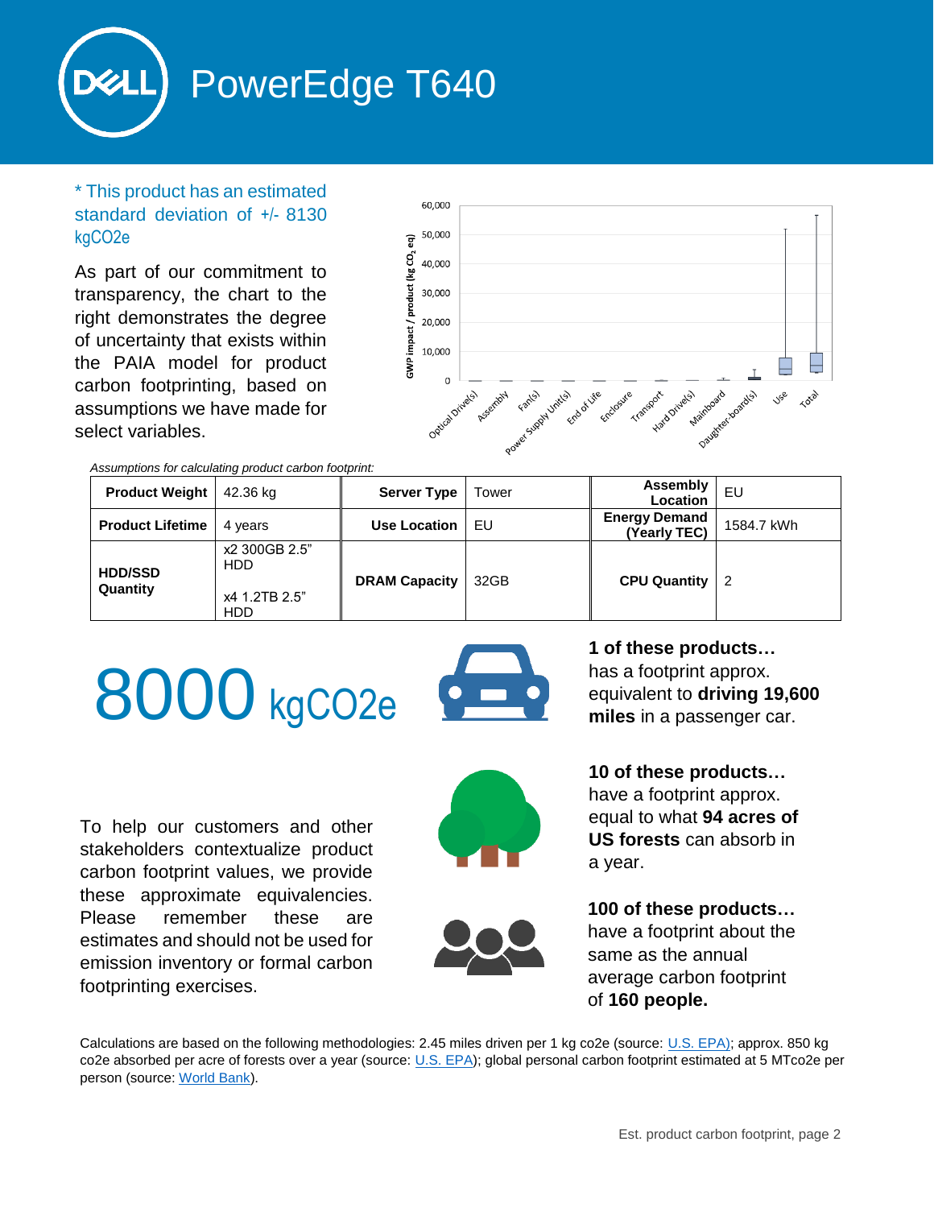# PowerEdge T640

\* This product has an estimated standard deviation of +/- 8130 kgCO2e

As part of our commitment to transparency, the chart to the right demonstrates the degree of uncertainty that exists within the PAIA model for product carbon footprinting, based on assumptions we have made for select variables.

GWP impact / product (kg $CO_2$ eq)
60,000
50,000
40,000
30,000
20,000
10,000
0
Optical Drive(s)
Assembly
Fan(s)
Power Supply Unit(s)
End of Life
Enclosure
Transport
Hard Drive(s)
Mainboard
Daughter-board(s)
Use
Total

*Assumptions for calculating product carbon footprint:*

| | | | | | |
|---|---|---|---|---|---|
| **Product Weight** | 42.36 kg | **Server Type** | Tower | **Assembly Location** | EU |
| **Product Lifetime** | 4 years | **Use Location** | EU | **Energy Demand (Yearly TEC)** | 1584.7 kWh |
| **HDD/SSD Quantity** | x2 300GB 2.5" HDD<br><br>x4 1.2TB 2.5" HDD | **DRAM Capacity** | 32GB | **CPU Quantity** | 2 |

# 8000 kgCO2e

**1 of these products…** has a footprint approx. equivalent to **driving 19,600 miles** in a passenger car.

**10 of these products…** have a footprint approx. equal to what **94 acres of US forests** can absorb in a year.

**100 of these products…** have a footprint about the same as the annual average carbon footprint of **160 people.**

To help our customers and other stakeholders contextualize product carbon footprint values, we provide these approximate equivalencies. Please remember these are estimates and should not be used for emission inventory or formal carbon footprinting exercises.

Calculations are based on the following methodologies: 2.45 miles driven per 1 kg co2e (source: U.S. EPA); approx. 850 kg co2e absorbed per acre of forests over a year (source: U.S. EPA); global personal carbon footprint estimated at 5 MTco2e per person (source: World Bank).